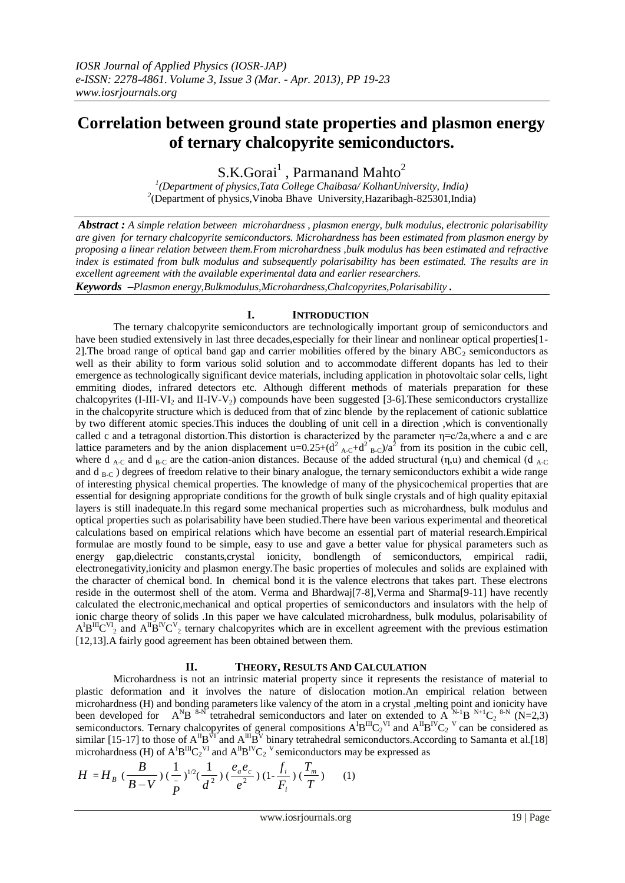# Correlation between ground state properties and plasmon energy of ternary chalcopyrite semiconductors.

S.K.Gorai[1] , Parmanand Mahto[2]

[1](Department of physics,Tata College Chaibasa/ KolhanUniversity, India)
[2](Department of physics,Vinoba Bhave University,Hazaribagh-825301,India)

***Abstract :*** *A simple relation between microhardness , plasmon energy, bulk modulus, electronic polarisability are given for ternary chalcopyrite semiconductors. Microhardness has been estimated from plasmon energy by proposing a linear relation between them.From microhardness ,bulk modulus has been estimated and refractive index is estimated from bulk modulus and subsequently polarisability has been estimated. The results are in excellent agreement with the available experimental data and earlier researchers.*

***Keywords*** *–Plasmon energy,Bulkmodulus,Microhardness,Chalcopyrites,Polarisability .*

## I. INTRODUCTION

The ternary chalcopyrite semiconductors are technologically important group of semiconductors and have been studied extensively in last three decades,especially for their linear and nonlinear optical properties[1-2].The broad range of optical band gap and carrier mobilities offered by the binary $ABC_2$ semiconductors as well as their ability to form various solid solution and to accommodate different dopants has led to their emergence as technologically significant device materials, including application in photovoltaic solar cells, light emmiting diodes, infrared detectors etc. Although different methods of materials preparation for these chalcopyrites (I-III-$VI_2$ and II-IV-$V_2$) compounds have been suggested [3-6].These semiconductors crystallize in the chalcopyrite structure which is deduced from that of zinc blende by the replacement of cationic sublattice by two different atomic species.This induces the doubling of unit cell in a direction ,which is conventionally called c and a tetragonal distortion.This distortion is characterized by the parameter $\eta$=c/2a,where a and c are lattice parameters and by the anion displacement $u=0.25+(d^2_{A-C}+d^2_{B-C})/a^2$ from its position in the cubic cell, where $d_{A-C}$ and $d_{B-C}$ are the cation-anion distances. Because of the added structural ($\eta$,u) and chemical ($d_{A-C}$ and $d_{B-C}$ ) degrees of freedom relative to their binary analogue, the ternary semiconductors exhibit a wide range of interesting physical chemical properties. The knowledge of many of the physicochemical properties that are essential for designing appropriate conditions for the growth of bulk single crystals and of high quality epitaxial layers is still inadequate.In this regard some mechanical properties such as microhardness, bulk modulus and optical properties such as polarisability have been studied.There have been various experimental and theoretical calculations based on empirical relations which have become an essential part of material research.Empirical formulae are mostly found to be simple, easy to use and gave a better value for physical parameters such as energy gap,dielectric constants,crystal ionicity, bondlength of semiconductors, empirical radii, electronegativity,ionicity and plasmon energy.The basic properties of molecules and solids are explained with the character of chemical bond. In chemical bond it is the valence electrons that takes part. These electrons reside in the outermost shell of the atom. Verma and Bhardwaj[7-8],Verma and Sharma[9-11] have recently calculated the electronic,mechanical and optical properties of semiconductors and insulators with the help of ionic charge theory of solids .In this paper we have calculated microhardness, bulk modulus, polarisability of $A^IB^{III}C^{VI}_2$ and $A^{II}B^{IV}C^{V}_2$ ternary chalcopyrites which are in excellent agreement with the previous estimation [12,13].A fairly good agreement has been obtained between them.

## II. THEORY, RESULTS AND CALCULATION

Microhardness is not an intrinsic material property since it represents the resistance of material to plastic deformation and it involves the nature of dislocation motion.An empirical relation between microhardness (H) and bonding parameters like valency of the atom in a crystal ,melting point and ionicity have been developed for $A^NB^{8-N}$ tetrahedral semiconductors and later on extended to $A^{N-1}B^{N+1}C_2^{8-N}$ (N=2,3) semiconductors. Ternary chalcopyrites of general compositions $A^IB^{III}C_2^{VI}$ and $A^{II}B^{IV}C_2^{V}$ can be considered as similar [15-17] to those of $A^{II}B^{VI}$ and $A^{III}B^{V}$ binary tetrahedral semiconductors.According to Samanta et al.[18] microhardness (H) of $A^IB^{III}C_2^{VI}$ and $A^{II}B^{IV}C_2^{V}$ semiconductors may be expressed as

$$H = H_B \left(\frac{B}{B-V}\right)\left(\frac{1}{\bar{P}}\right)^{1/2}\left(\frac{1}{d^2}\right)\left(\frac{e_a e_c}{e^2}\right)\left(1-\frac{f_i}{F_i}\right)\left(\frac{T_m}{T}\right) \qquad (1)$$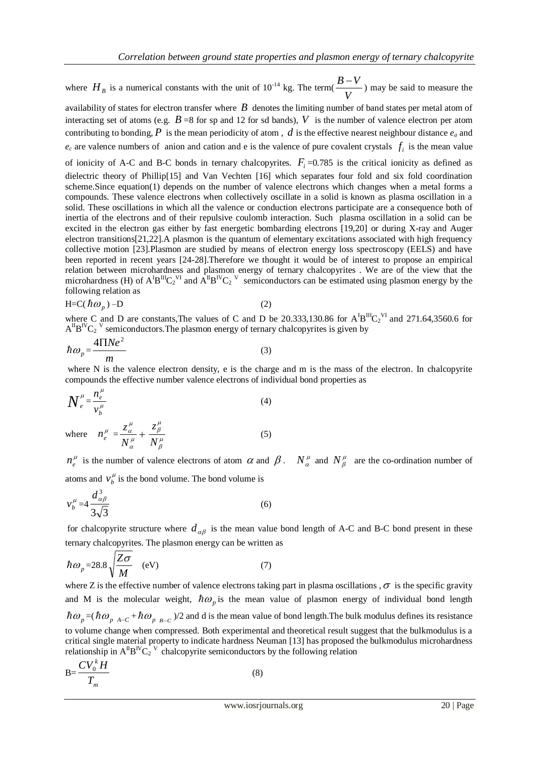where $H_B$ is a numerical constants with the unit of $10^{-14}$ kg. The term( $\frac{B-V}{V}$ ) may be said to measure the availability of states for electron transfer where $B$ denotes the limiting number of band states per metal atom of interacting set of atoms (e.g. $B$ =8 for sp and 12 for sd bands), $V$ is the number of valence electron per atom contributing to bonding, $P$ is the mean periodicity of atom , $d$ is the effective nearest neighbour distance $e_a$ and $e_c$ are valence numbers of anion and cation and e is the valence of pure covalent crystals $f_i$ is the mean value of ionicity of A-C and B-C bonds in ternary chalcopyrites. $F_i$ =0.785 is the critical ionicity as defined as dielectric theory of Phillip[15] and Van Vechten [16] which separates four fold and six fold coordination scheme.Since equation(1) depends on the number of valence electrons which changes when a metal forms a compounds. These valence electrons when collectively oscillate in a solid is known as plasma oscillation in a solid. These oscillations in which all the valence or conduction electrons participate are a consequence both of inertia of the electrons and of their repulsive coulomb interaction. Such plasma oscillation in a solid can be excited in the electron gas either by fast energetic bombarding electrons [19,20] or during X-ray and Auger electron transitions[21,22].A plasmon is the quantum of elementary excitations associated with high frequency collective motion [23].Plasmon are studied by means of electron energy loss spectroscopy (EELS) and have been reported in recent years [24-28].Therefore we thought it would be of interest to propose an empirical relation between microhardness and plasmon energy of ternary chalcopyrites . We are of the view that the microhardness (H) of $A^{I}B^{III}C_2^{VI}$ and $A^{II}B^{IV}C_2^{V}$ semiconductors can be estimated using plasmon energy by the following relation as

$$H=C(\hbar\omega_p)-D \quad (2)$$

where C and D are constants,The values of C and D be 20.333,130.86 for $A^{I}B^{III}C_2^{VI}$ and 271.64,3560.6 for $A^{II}B^{IV}C_2^{V}$ semiconductors.The plasmon energy of ternary chalcopyrites is given by

$$\hbar\omega_p = \frac{4\Pi Ne^2}{m} \quad (3)$$

where N is the valence electron density, e is the charge and m is the mass of the electron. In chalcopyrite compounds the effective number valence electrons of individual bond properties as

$$N_e^{\mu} = \frac{n_e^{\mu}}{v_b^{\mu}} \quad (4)$$

where $$n_e^{\mu} = \frac{z_{\alpha}^{\mu}}{N_{\alpha}^{\mu}} + \frac{z_{\beta}^{\mu}}{N_{\beta}^{\mu}} \quad (5)$$

$n_e^{\mu}$ is the number of valence electrons of atom $\alpha$ and $\beta$. $N_{\alpha}^{\mu}$ and $N_{\beta}^{\mu}$ are the co-ordination number of atoms and $v_b^{\mu}$ is the bond volume. The bond volume is

$$v_b^{\mu} = 4\frac{d_{\alpha\beta}^3}{3\sqrt{3}} \quad (6)$$

for chalcopyrite structure where $d_{\alpha\beta}$ is the mean value bond length of A-C and B-C bond present in these ternary chalcopyrites. The plasmon energy can be written as

$$\hbar\omega_p = 28.8\sqrt{\frac{Z\sigma}{M}} \quad \text{(eV)} \quad (7)$$

where Z is the effective number of valence electrons taking part in plasma oscillations , $\sigma$ is the specific gravity and M is the molecular weight, $\hbar\omega_p$ is the mean value of plasmon energy of individual bond length $\hbar\omega_p = (\hbar\omega_{p\ A-C} + \hbar\omega_{p\ B-C})/2$ and d is the mean value of bond length.The bulk modulus defines its resistance to volume change when compressed. Both experimental and theoretical result suggest that the bulkmodulus is a critical single material property to indicate hardness Neuman [13] has proposed the bulkmodulus microhardness relationship in $A^{II}B^{IV}C_2^{V}$ chalcopyrite semiconductors by the following relation

$$B = \frac{CV_0^k H}{T_m} \quad (8)$$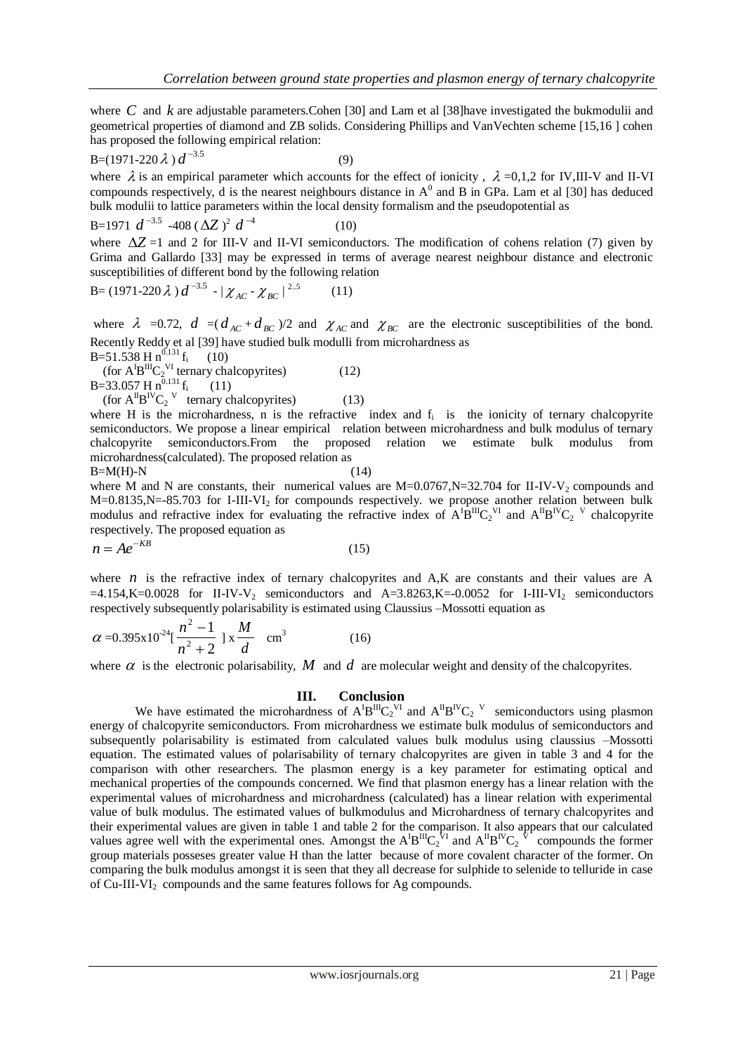where $C$ and $k$ are adjustable parameters.Cohen [30] and Lam et al [38]have investigated the bukmodulii and geometrical properties of diamond and ZB solids. Considering Phillips and VanVechten scheme [15,16 ] cohen has proposed the following empirical relation:

$$B=(1971-220\lambda)\,d^{-3.5} \qquad (9)$$

where $\lambda$ is an empirical parameter which accounts for the effect of ionicity , $\lambda$ =0,1,2 for IV,III-V and II-VI compounds respectively, d is the nearest neighbours distance in $A^0$ and B in GPa. Lam et al [30] has deduced bulk modulii to lattice parameters within the local density formalism and the pseudopotential as

$$B=1971\,d^{-3.5} - 408\,(\Delta Z)^2\,d^{-4} \qquad (10)$$

where $\Delta Z$ =1 and 2 for III-V and II-VI semiconductors. The modification of cohens relation (7) given by Grima and Gallardo [33] may be expressed in terms of average nearest neighbour distance and electronic susceptibilities of different bond by the following relation

$$B=(1971-220\lambda)\,d^{-3.5} - |\chi_{AC}-\chi_{BC}|^{2.5} \qquad (11)$$

where $\lambda$ =0.72, $d$ =( $d_{AC}+d_{BC}$ )/2 and $\chi_{AC}$ and $\chi_{BC}$ are the electronic susceptibilities of the bond. Recently Reddy et al [39] have studied bulk modulli from microhardness as

$B=51.538\,H\,n^{0.131}\,f_i$ (10)

(for $A^IB^{III}C_2^{VI}$ ternary chalcopyrites) (12)

$B=33.057\,H\,n^{0.131}\,f_i$ (11)

(for $A^{II}B^{IV}C_2^{V}$ ternary chalcopyrites) (13)

where H is the microhardness, n is the refractive index and $f_i$ is the ionicity of ternary chalcopyrite semiconductors. We propose a linear empirical relation between microhardness and bulk modulus of ternary chalcopyrite semiconductors.From the proposed relation we estimate bulk modulus from microhardness(calculated). The proposed relation as

$$B=M(H)-N \qquad (14)$$

where M and N are constants, their numerical values are M=0.0767,N=32.704 for II-IV-$V_2$ compounds and M=0.8135,N=-85.703 for I-III-$VI_2$ for compounds respectively. we propose another relation between bulk modulus and refractive index for evaluating the refractive index of $A^IB^{III}C_2^{VI}$ and $A^{II}B^{IV}C_2^{V}$ chalcopyrite respectively. The proposed equation as

$$n = Ae^{-KB} \qquad (15)$$

where $n$ is the refractive index of ternary chalcopyrites and A,K are constants and their values are A =4.154,K=0.0028 for II-IV-$V_2$ semiconductors and A=3.8263,K=-0.0052 for I-III-$VI_2$ semiconductors respectively subsequently polarisability is estimated using Claussius –Mossotti equation as

$$\alpha = 0.395\times10^{-24}\left[\frac{n^2-1}{n^2+2}\right]\times\frac{M}{d} \quad \text{cm}^3 \qquad (16)$$

where $\alpha$ is the electronic polarisability, $M$ and $d$ are molecular weight and density of the chalcopyrites.

## III. Conclusion

We have estimated the microhardness of $A^IB^{III}C_2^{VI}$ and $A^{II}B^{IV}C_2^{V}$ semiconductors using plasmon energy of chalcopyrite semiconductors. From microhardness we estimate bulk modulus of semiconductors and subsequently polarisability is estimated from calculated values bulk modulus using claussius –Mossotti equation. The estimated values of polarisability of ternary chalcopyrites are given in table 3 and 4 for the comparison with other researchers. The plasmon energy is a key parameter for estimating optical and mechanical properties of the compounds concerned. We find that plasmon energy has a linear relation with the experimental values of microhardness and microhardness (calculated) has a linear relation with experimental value of bulk modulus. The estimated values of bulkmodulus and Microhardness of ternary chalcopyrites and their experimental values are given in table 1 and table 2 for the comparison. It also appears that our calculated values agree well with the experimental ones. Amongst the $A^IB^{III}C_2^{VI}$ and $A^{II}B^{IV}C_2^{V}$ compounds the former group materials posseses greater value H than the latter because of more covalent character of the former. On comparing the bulk modulus amongst it is seen that they all decrease for sulphide to selenide to telluride in case of Cu-III-$VI_2$ compounds and the same features follows for Ag compounds.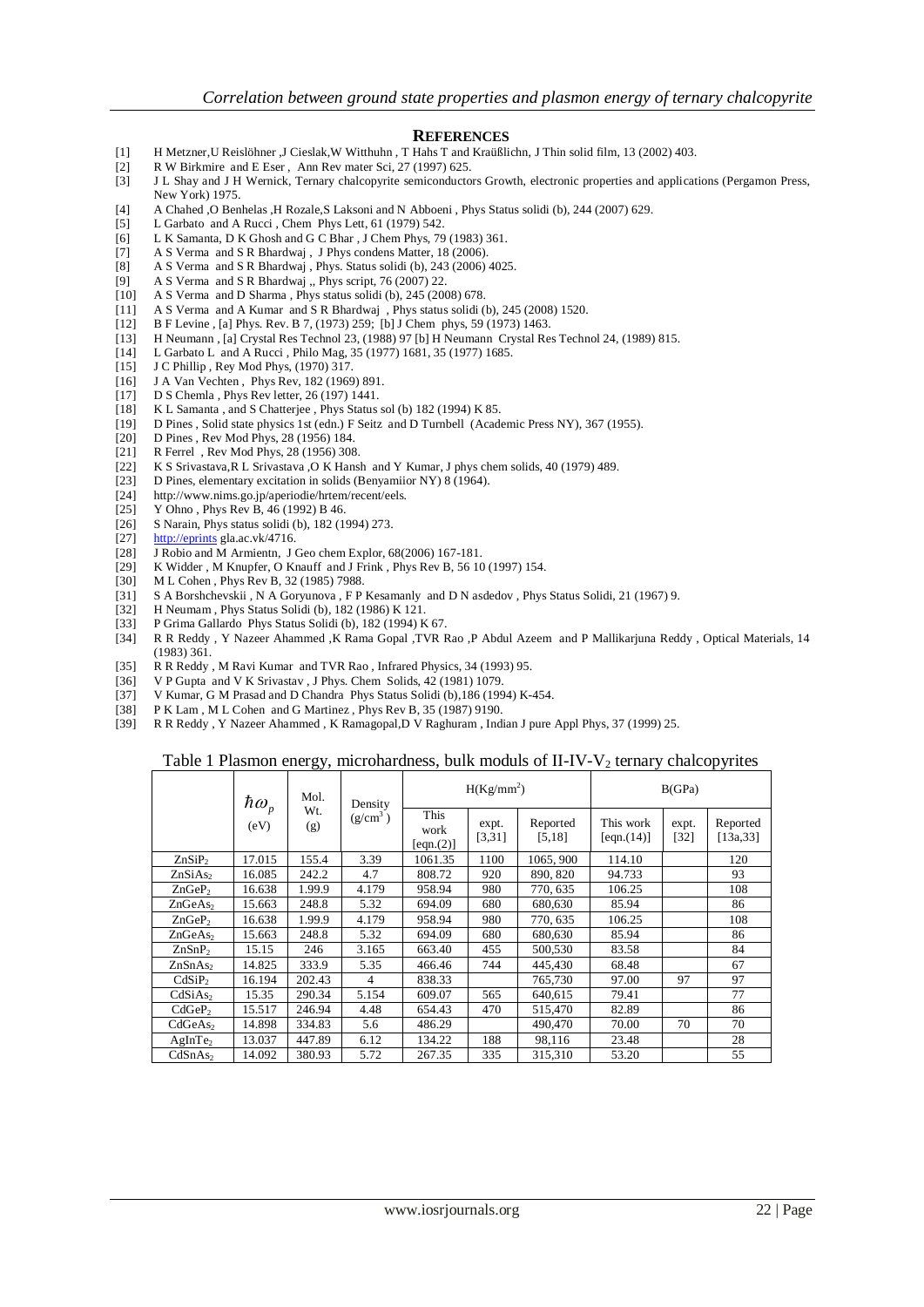## REFERENCES

[1] H Metzner,U Reislöhner ,J Cieslak,W Witthuhn , T Hahs T and Kraüßlichn, J Thin solid film, 13 (2002) 403.
[2] R W Birkmire and E Eser , Ann Rev mater Sci, 27 (1997) 625.
[3] J L Shay and J H Wernick, Ternary chalcopyrite semiconductors Growth, electronic properties and applications (Pergamon Press, New York) 1975.
[4] A Chahed ,O Benhelas ,H Rozale,S Laksoni and N Abboeni , Phys Status solidi (b), 244 (2007) 629.
[5] L Garbato and A Rucci , Chem Phys Lett, 61 (1979) 542.
[6] L K Samanta, D K Ghosh and G C Bhar , J Chem Phys, 79 (1983) 361.
[7] A S Verma and S R Bhardwaj , J Phys condens Matter, 18 (2006).
[8] A S Verma and S R Bhardwaj , Phys. Status solidi (b), 243 (2006) 4025.
[9] A S Verma and S R Bhardwaj ,, Phys script, 76 (2007) 22.
[10] A S Verma and D Sharma , Phys status solidi (b), 245 (2008) 678.
[11] A S Verma and A Kumar and S R Bhardwaj , Phys status solidi (b), 245 (2008) 1520.
[12] B F Levine , [a] Phys. Rev. B 7, (1973) 259; [b] J Chem phys, 59 (1973) 1463.
[13] H Neumann , [a] Crystal Res Technol 23, (1988) 97 [b] H Neumann Crystal Res Technol 24, (1989) 815.
[14] L Garbato L and A Rucci , Philo Mag, 35 (1977) 1681, 35 (1977) 1685.
[15] J C Phillip , Rey Mod Phys, (1970) 317.
[16] J A Van Vechten , Phys Rev, 182 (1969) 891.
[17] D S Chemla , Phys Rev letter, 26 (197) 1441.
[18] K L Samanta , and S Chatterjee , Phys Status sol (b) 182 (1994) K 85.
[19] D Pines , Solid state physics 1st (edn.) F Seitz and D Turnbell (Academic Press NY), 367 (1955).
[20] D Pines , Rev Mod Phys, 28 (1956) 184.
[21] R Ferrel , Rev Mod Phys, 28 (1956) 308.
[22] K S Srivastava,R L Srivastava ,O K Hansh and Y Kumar, J phys chem solids, 40 (1979) 489.
[23] D Pines, elementary excitation in solids (Benyamiior NY) 8 (1964).
[24] http://www.nims.go.jp/aperiodie/hrtem/recent/eels.
[25] Y Ohno , Phys Rev B, 46 (1992) B 46.
[26] S Narain, Phys status solidi (b), 182 (1994) 273.
[27] http://eprints gla.ac.vk/4716.
[28] J Robio and M Armientn, J Geo chem Explor, 68(2006) 167-181.
[29] K Widder , M Knupfer, O Knauff and J Frink , Phys Rev B, 56 10 (1997) 154.
[30] M L Cohen , Phys Rev B, 32 (1985) 7988.
[31] S A Borshchevskii , N A Goryunova , F P Kesamanly and D N asdedov , Phys Status Solidi, 21 (1967) 9.
[32] H Neumam , Phys Status Solidi (b), 182 (1986) K 121.
[33] P Grima Gallardo Phys Status Solidi (b), 182 (1994) K 67.
[34] R R Reddy , Y Nazeer Ahammed ,K Rama Gopal ,TVR Rao ,P Abdul Azeem and P Mallikarjuna Reddy , Optical Materials, 14 (1983) 361.
[35] R R Reddy , M Ravi Kumar and TVR Rao , Infrared Physics, 34 (1993) 95.
[36] V P Gupta and V K Srivastav , J Phys. Chem Solids, 42 (1981) 1079.
[37] V Kumar, G M Prasad and D Chandra Phys Status Solidi (b),186 (1994) K-454.
[38] P K Lam , M L Cohen and G Martinez , Phys Rev B, 35 (1987) 9190.
[39] R R Reddy , Y Nazeer Ahammed , K Ramagopal,D V Raghuram , Indian J pure Appl Phys, 37 (1999) 25.

Table 1 Plasmon energy, microhardness, bulk moduls of II-IV-$V_2$ ternary chalcopyrites

| | $\hbar\omega_p$ (eV) | Mol. Wt. (g) | Density (g/cm$^3$) | H(Kg/mm$^2$) | | | B(GPa) | | |
|---|---|---|---|---|---|---|---|---|---|
| | | | | This work [eqn.(2)] | expt. [3,31] | Reported [5,18] | This work [eqn.(14)] | expt. [32] | Reported [13a,33] |
| $ZnSiP_2$ | 17.015 | 155.4 | 3.39 | 1061.35 | 1100 | 1065, 900 | 114.10 | | 120 |
| $ZnSiAs_2$ | 16.085 | 242.2 | 4.7 | 808.72 | 920 | 890, 820 | 94.733 | | 93 |
| $ZnGeP_2$ | 16.638 | 1.99.9 | 4.179 | 958.94 | 980 | 770, 635 | 106.25 | | 108 |
| $ZnGeAs_2$ | 15.663 | 248.8 | 5.32 | 694.09 | 680 | 680,630 | 85.94 | | 86 |
| $ZnGeP_2$ | 16.638 | 1.99.9 | 4.179 | 958.94 | 980 | 770, 635 | 106.25 | | 108 |
| $ZnGeAs_2$ | 15.663 | 248.8 | 5.32 | 694.09 | 680 | 680,630 | 85.94 | | 86 |
| $ZnSnP_2$ | 15.15 | 246 | 3.165 | 663.40 | 455 | 500,530 | 83.58 | | 84 |
| $ZnSnAs_2$ | 14.825 | 333.9 | 5.35 | 466.46 | 744 | 445,430 | 68.48 | | 67 |
| $CdSiP_2$ | 16.194 | 202.43 | 4 | 838.33 | | 765,730 | 97.00 | 97 | 97 |
| $CdSiAs_2$ | 15.35 | 290.34 | 5.154 | 609.07 | 565 | 640,615 | 79.41 | | 77 |
| $CdGeP_2$ | 15.517 | 246.94 | 4.48 | 654.43 | 470 | 515,470 | 82.89 | | 86 |
| $CdGeAs_2$ | 14.898 | 334.83 | 5.6 | 486.29 | | 490,470 | 70.00 | 70 | 70 |
| $AgInTe_2$ | 13.037 | 447.89 | 6.12 | 134.22 | 188 | 98,116 | 23.48 | | 28 |
| $CdSnAs_2$ | 14.092 | 380.93 | 5.72 | 267.35 | 335 | 315,310 | 53.20 | | 55 |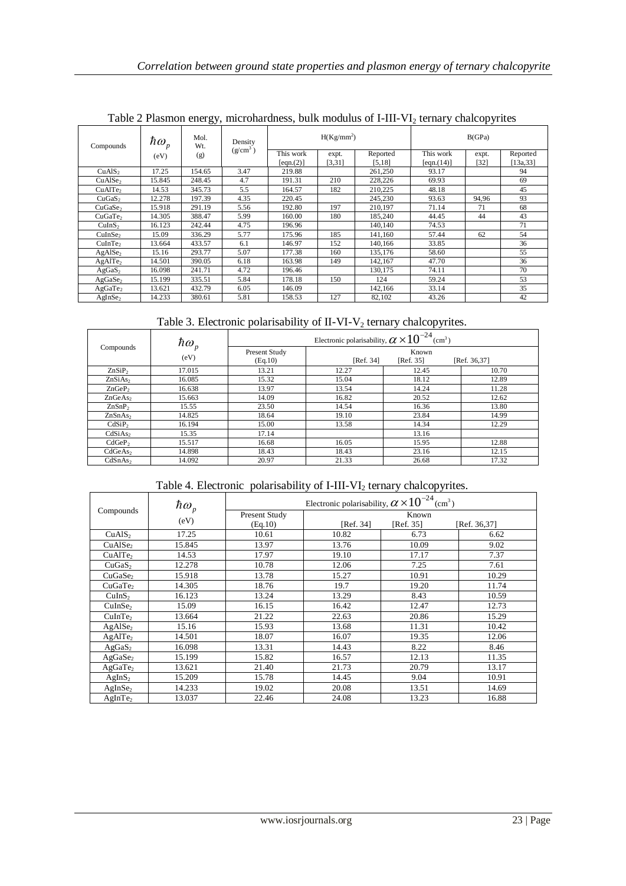Table 2 Plasmon energy, microhardness, bulk modulus of I-III-$VI_2$ ternary chalcopyrites

| Compounds | $\hbar\omega_p$ (eV) | Mol. Wt. (g) | Density $(g/cm^3)$ | H(Kg/mm²) | | | B(GPa) | | |
|---|---|---|---|---|---|---|---|---|---|
| | | | | This work [eqn.(2)] | expt. [3,31] | Reported [5,18] | This work [eqn.(14)] | expt. [32] | Reported [13a,33] |
| $CuAlS_2$ | 17.25 | 154.65 | 3.47 | 219.88 | | 261,250 | 93.17 | | 94 |
| $CuAlSe_2$ | 15.845 | 248.45 | 4.7 | 191.31 | 210 | 228,226 | 69.93 | | 69 |
| $CuAlTe_2$ | 14.53 | 345.73 | 5.5 | 164.57 | 182 | 210,225 | 48.18 | | 45 |
| $CuGaS_2$ | 12.278 | 197.39 | 4.35 | 220.45 | | 245,230 | 93.63 | 94,96 | 93 |
| $CuGaSe_2$ | 15.918 | 291.19 | 5.56 | 192.80 | 197 | 210,197 | 71.14 | 71 | 68 |
| $CuGaTe_2$ | 14.305 | 388.47 | 5.99 | 160.00 | 180 | 185,240 | 44.45 | 44 | 43 |
| $CuInS_2$ | 16.123 | 242.44 | 4.75 | 196.96 | | 140,140 | 74.53 | | 71 |
| $CuInSe_2$ | 15.09 | 336.29 | 5.77 | 175.96 | 185 | 141,160 | 57.44 | 62 | 54 |
| $CuInTe_2$ | 13.664 | 433.57 | 6.1 | 146.97 | 152 | 140,166 | 33.85 | | 36 |
| $AgAlSe_2$ | 15.16 | 293.77 | 5.07 | 177.38 | 160 | 135,176 | 58.60 | | 55 |
| $AgAlTe_2$ | 14.501 | 390.05 | 6.18 | 163.98 | 149 | 142,167 | 47.70 | | 36 |
| $AgGaS_2$ | 16.098 | 241.71 | 4.72 | 196.46 | | 130,175 | 74.11 | | 70 |
| $AgGaSe_2$ | 15.199 | 335.51 | 5.84 | 178.18 | 150 | 124 | 59.24 | | 53 |
| $AgGaTe_2$ | 13.621 | 432.79 | 6.05 | 146.09 | | 142,166 | 33.14 | | 35 |
| $AgInSe_2$ | 14.233 | 380.61 | 5.81 | 158.53 | 127 | 82,102 | 43.26 | | 42 |

Table 3. Electronic polarisability of II-VI-$V_2$ ternary chalcopyrites.

| Compounds | $\hbar\omega_p$ (eV) | Electronic polarisability, $\alpha \times 10^{-24}$ $(cm^3)$ | | | |
|---|---|---|---|---|---|
| | | Present Study (Eq.10) | Known [Ref. 34] | [Ref. 35] | [Ref. 36,37] |
| $ZnSiP_2$ | 17.015 | 13.21 | 12.27 | 12.45 | 10.70 |
| $ZnSiAs_2$ | 16.085 | 15.32 | 15.04 | 18.12 | 12.89 |
| $ZnGeP_2$ | 16.638 | 13.97 | 13.54 | 14.24 | 11.28 |
| $ZnGeAs_2$ | 15.663 | 14.09 | 16.82 | 20.52 | 12.62 |
| $ZnSnP_2$ | 15.55 | 23.50 | 14.54 | 16.36 | 13.80 |
| $ZnSnAs_2$ | 14.825 | 18.64 | 19.10 | 23.84 | 14.99 |
| $CdSiP_2$ | 16.194 | 15.00 | 13.58 | 14.34 | 12.29 |
| $CdSiAs_2$ | 15.35 | 17.14 | | 13.16 | |
| $CdGeP_2$ | 15.517 | 16.68 | 16.05 | 15.95 | 12.88 |
| $CdGeAs_2$ | 14.898 | 18.43 | 18.43 | 23.16 | 12.15 |
| $CdSnAs_2$ | 14.092 | 20.97 | 21.33 | 26.68 | 17.32 |

Table 4. Electronic polarisability of I-III-$VI_2$ ternary chalcopyrites.

| Compounds | $\hbar\omega_p$ (eV) | Electronic polarisability, $\alpha \times 10^{-24}$ $(cm^3)$ | | | |
|---|---|---|---|---|---|
| | | Present Study (Eq.10) | Known [Ref. 34] | [Ref. 35] | [Ref. 36,37] |
| $CuAlS_2$ | 17.25 | 10.61 | 10.82 | 6.73 | 6.62 |
| $CuAlSe_2$ | 15.845 | 13.97 | 13.76 | 10.09 | 9.02 |
| $CuAlTe_2$ | 14.53 | 17.97 | 19.10 | 17.17 | 7.37 |
| $CuGaS_2$ | 12.278 | 10.78 | 12.06 | 7.25 | 7.61 |
| $CuGaSe_2$ | 15.918 | 13.78 | 15.27 | 10.91 | 10.29 |
| $CuGaTe_2$ | 14.305 | 18.76 | 19.7 | 19.20 | 11.74 |
| $CuInS_2$ | 16.123 | 13.24 | 13.29 | 8.43 | 10.59 |
| $CuInSe_2$ | 15.09 | 16.15 | 16.42 | 12.47 | 12.73 |
| $CuInTe_2$ | 13.664 | 21.22 | 22.63 | 20.86 | 15.29 |
| $AgAlSe_2$ | 15.16 | 15.93 | 13.68 | 11.31 | 10.42 |
| $AgAlTe_2$ | 14.501 | 18.07 | 16.07 | 19.35 | 12.06 |
| $AgGaS_2$ | 16.098 | 13.31 | 14.43 | 8.22 | 8.46 |
| $AgGaSe_2$ | 15.199 | 15.82 | 16.57 | 12.13 | 11.35 |
| $AgGaTe_2$ | 13.621 | 21.40 | 21.73 | 20.79 | 13.17 |
| $AgInS_2$ | 15.209 | 15.78 | 14.45 | 9.04 | 10.91 |
| $AgInSe_2$ | 14.233 | 19.02 | 20.08 | 13.51 | 14.69 |
| $AgInTe_2$ | 13.037 | 22.46 | 24.08 | 13.23 | 16.88 |